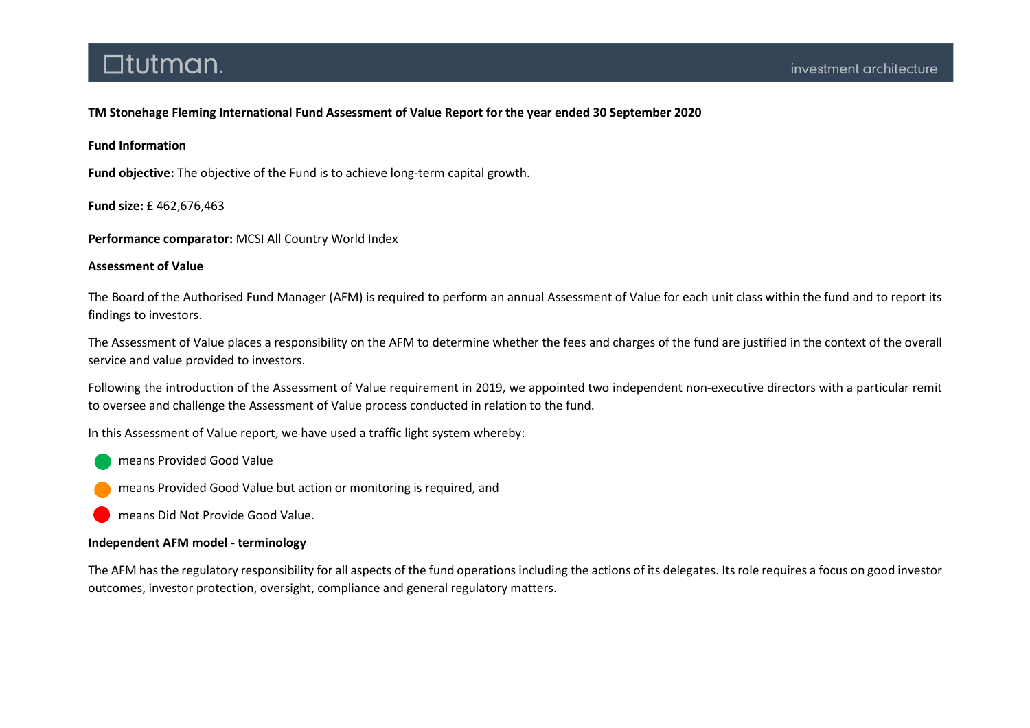**TM Stonehage Fleming International Fund Assessment of Value Report for the year ended 30 September 2020**

**Fund Information**

**Fund objective:** The objective of the Fund is to achieve long-term capital growth.

**Fund size:** £ 462,676,463

**Performance comparator:** MCSI All Country World Index

**Assessment of Value**

The Board of the Authorised Fund Manager (AFM) is required to perform an annual Assessment of Value for each unit class within the fund and to report its findings to investors.

The Assessment of Value places a responsibility on the AFM to determine whether the fees and charges of the fund are justified in the context of the overall service and value provided to investors.

Following the introduction of the Assessment of Value requirement in 2019, we appointed two independent non-executive directors with a particular remit to oversee and challenge the Assessment of Value process conducted in relation to the fund.

In this Assessment of Value report, we have used a traffic light system whereby:

- 🟢 means Provided Good Value
- 🟠 means Provided Good Value but action or monitoring is required, and
- 🔴 means Did Not Provide Good Value.

**Independent AFM model - terminology**

The AFM has the regulatory responsibility for all aspects of the fund operations including the actions of its delegates. Its role requires a focus on good investor outcomes, investor protection, oversight, compliance and general regulatory matters.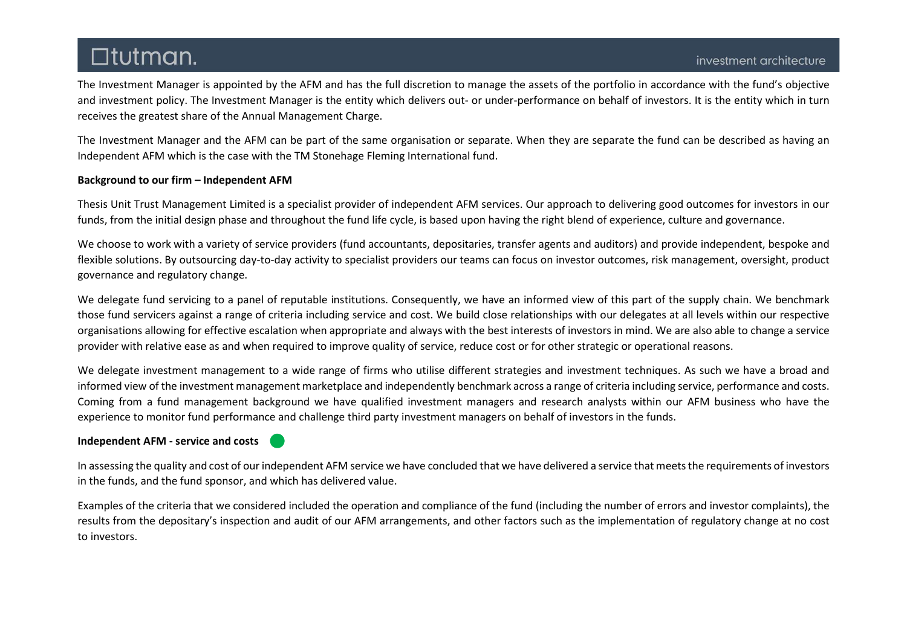The Investment Manager is appointed by the AFM and has the full discretion to manage the assets of the portfolio in accordance with the fund's objective and investment policy. The Investment Manager is the entity which delivers out- or under-performance on behalf of investors. It is the entity which in turn receives the greatest share of the Annual Management Charge.

The Investment Manager and the AFM can be part of the same organisation or separate. When they are separate the fund can be described as having an Independent AFM which is the case with the TM Stonehage Fleming International fund.

**Background to our firm – Independent AFM**

Thesis Unit Trust Management Limited is a specialist provider of independent AFM services. Our approach to delivering good outcomes for investors in our funds, from the initial design phase and throughout the fund life cycle, is based upon having the right blend of experience, culture and governance.

We choose to work with a variety of service providers (fund accountants, depositaries, transfer agents and auditors) and provide independent, bespoke and flexible solutions. By outsourcing day-to-day activity to specialist providers our teams can focus on investor outcomes, risk management, oversight, product governance and regulatory change.

We delegate fund servicing to a panel of reputable institutions. Consequently, we have an informed view of this part of the supply chain. We benchmark those fund servicers against a range of criteria including service and cost. We build close relationships with our delegates at all levels within our respective organisations allowing for effective escalation when appropriate and always with the best interests of investors in mind. We are also able to change a service provider with relative ease as and when required to improve quality of service, reduce cost or for other strategic or operational reasons.

We delegate investment management to a wide range of firms who utilise different strategies and investment techniques. As such we have a broad and informed view of the investment management marketplace and independently benchmark across a range of criteria including service, performance and costs. Coming from a fund management background we have qualified investment managers and research analysts within our AFM business who have the experience to monitor fund performance and challenge third party investment managers on behalf of investors in the funds.

**Independent AFM - service and costs**

In assessing the quality and cost of our independent AFM service we have concluded that we have delivered a service that meets the requirements of investors in the funds, and the fund sponsor, and which has delivered value.

Examples of the criteria that we considered included the operation and compliance of the fund (including the number of errors and investor complaints), the results from the depositary's inspection and audit of our AFM arrangements, and other factors such as the implementation of regulatory change at no cost to investors.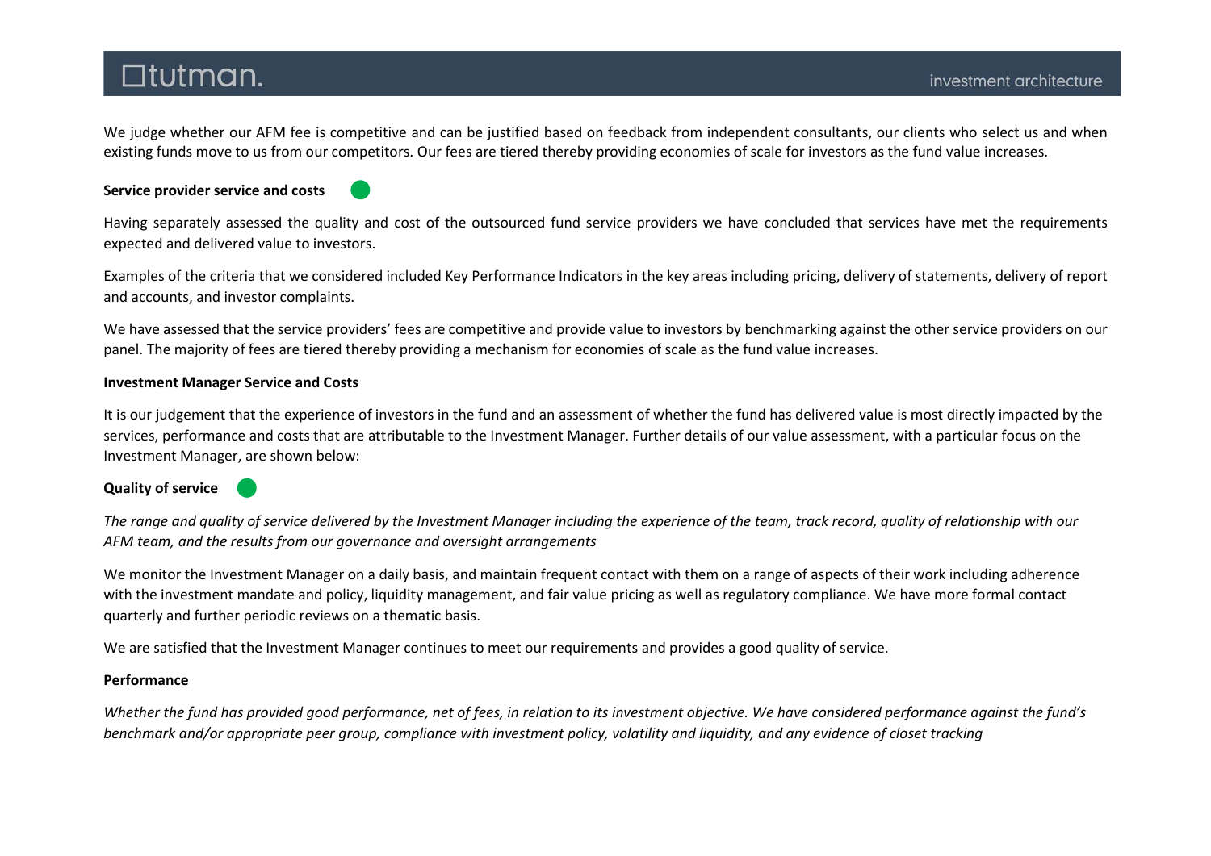We judge whether our AFM fee is competitive and can be justified based on feedback from independent consultants, our clients who select us and when existing funds move to us from our competitors. Our fees are tiered thereby providing economies of scale for investors as the fund value increases.

**Service provider service and costs**

Having separately assessed the quality and cost of the outsourced fund service providers we have concluded that services have met the requirements expected and delivered value to investors.

Examples of the criteria that we considered included Key Performance Indicators in the key areas including pricing, delivery of statements, delivery of report and accounts, and investor complaints.

We have assessed that the service providers' fees are competitive and provide value to investors by benchmarking against the other service providers on our panel. The majority of fees are tiered thereby providing a mechanism for economies of scale as the fund value increases.

**Investment Manager Service and Costs**

It is our judgement that the experience of investors in the fund and an assessment of whether the fund has delivered value is most directly impacted by the services, performance and costs that are attributable to the Investment Manager. Further details of our value assessment, with a particular focus on the Investment Manager, are shown below:

**Quality of service**

*The range and quality of service delivered by the Investment Manager including the experience of the team, track record, quality of relationship with our AFM team, and the results from our governance and oversight arrangements*

We monitor the Investment Manager on a daily basis, and maintain frequent contact with them on a range of aspects of their work including adherence with the investment mandate and policy, liquidity management, and fair value pricing as well as regulatory compliance. We have more formal contact quarterly and further periodic reviews on a thematic basis.

We are satisfied that the Investment Manager continues to meet our requirements and provides a good quality of service.

**Performance**

*Whether the fund has provided good performance, net of fees, in relation to its investment objective. We have considered performance against the fund's benchmark and/or appropriate peer group, compliance with investment policy, volatility and liquidity, and any evidence of closet tracking*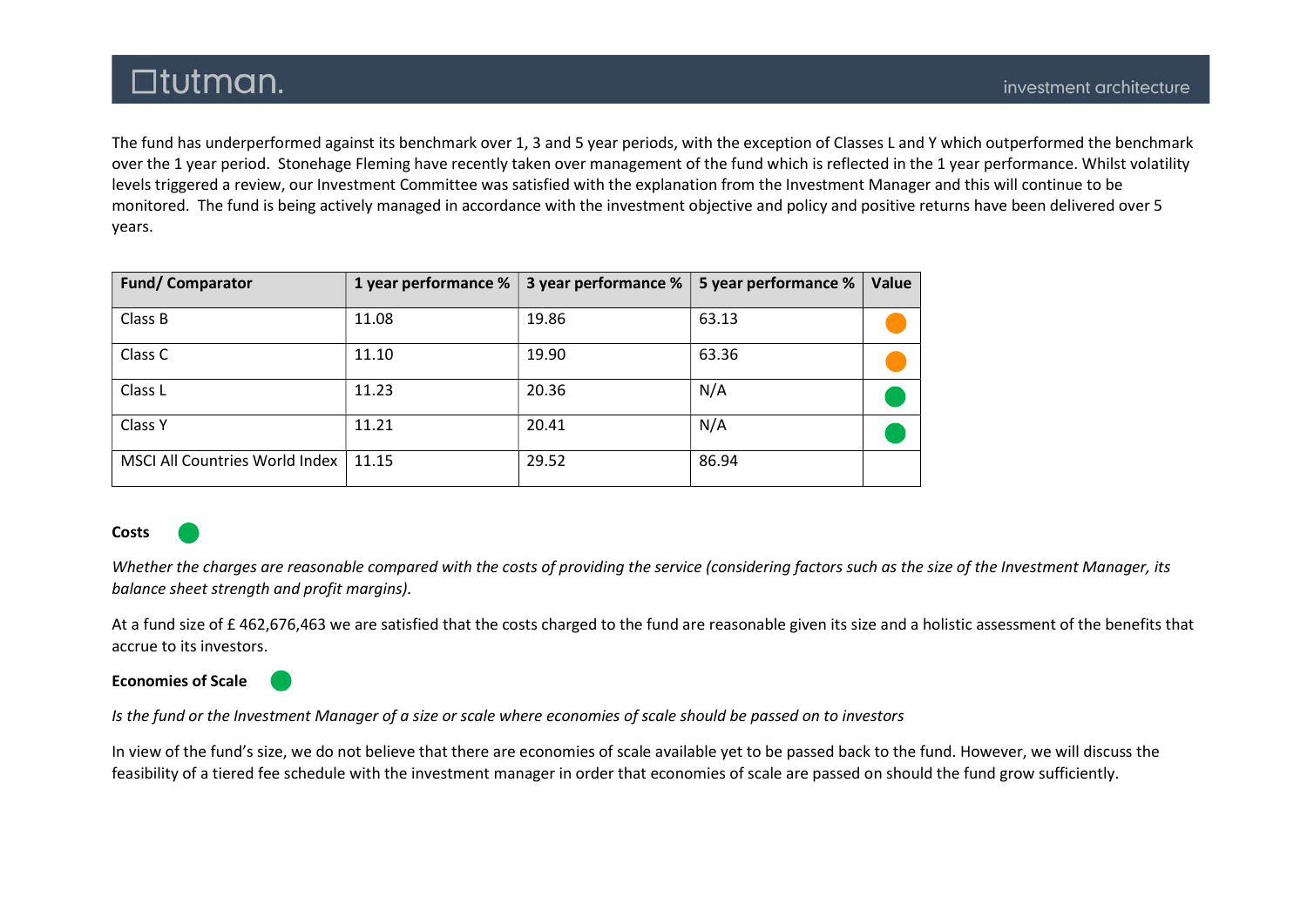The fund has underperformed against its benchmark over 1, 3 and 5 year periods, with the exception of Classes L and Y which outperformed the benchmark over the 1 year period. Stonehage Fleming have recently taken over management of the fund which is reflected in the 1 year performance. Whilst volatility levels triggered a review, our Investment Committee was satisfied with the explanation from the Investment Manager and this will continue to be monitored. The fund is being actively managed in accordance with the investment objective and policy and positive returns have been delivered over 5 years.

| Fund/ Comparator | 1 year performance % | 3 year performance % | 5 year performance % | Value |
|---|---|---|---|---|
| Class B | 11.08 | 19.86 | 63.13 | Orange |
| Class C | 11.10 | 19.90 | 63.36 | Orange |
| Class L | 11.23 | 20.36 | N/A | Green |
| Class Y | 11.21 | 20.41 | N/A | Green |
| MSCI All Countries World Index | 11.15 | 29.52 | 86.94 | |

**Costs** (Green)

*Whether the charges are reasonable compared with the costs of providing the service (considering factors such as the size of the Investment Manager, its balance sheet strength and profit margins).*

At a fund size of £ 462,676,463 we are satisfied that the costs charged to the fund are reasonable given its size and a holistic assessment of the benefits that accrue to its investors.

**Economies of Scale** (Green)

*Is the fund or the Investment Manager of a size or scale where economies of scale should be passed on to investors*

In view of the fund's size, we do not believe that there are economies of scale available yet to be passed back to the fund. However, we will discuss the feasibility of a tiered fee schedule with the investment manager in order that economies of scale are passed on should the fund grow sufficiently.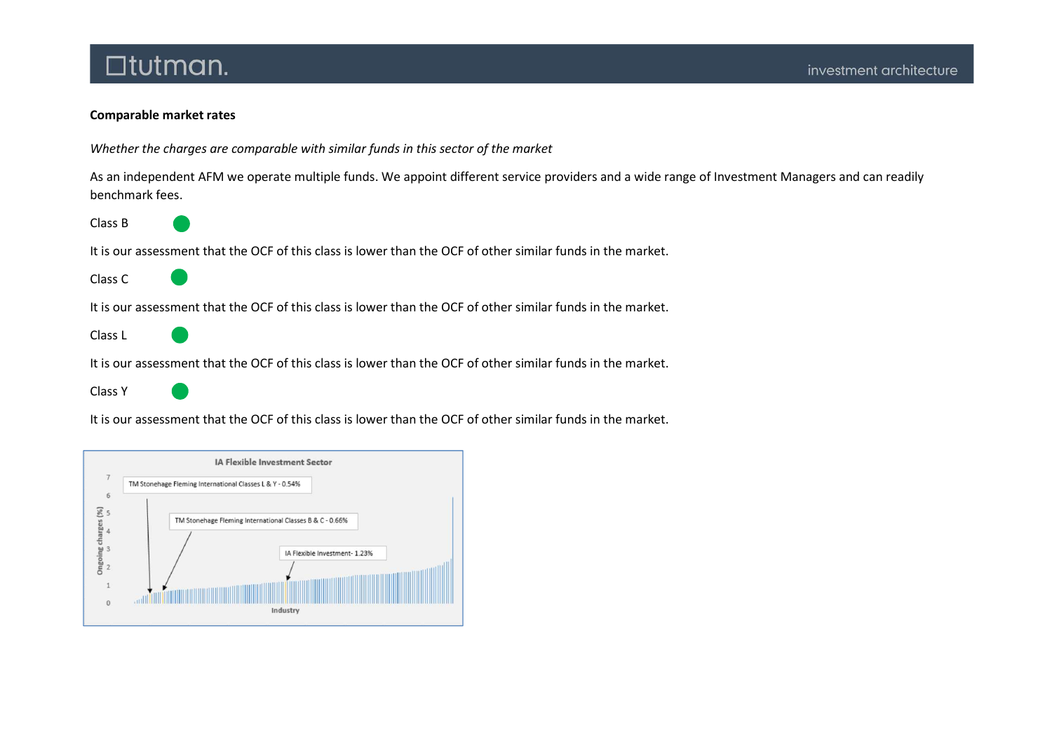**Comparable market rates**

*Whether the charges are comparable with similar funds in this sector of the market*

As an independent AFM we operate multiple funds. We appoint different service providers and a wide range of Investment Managers and can readily benchmark fees.

Class B

It is our assessment that the OCF of this class is lower than the OCF of other similar funds in the market.

Class C

It is our assessment that the OCF of this class is lower than the OCF of other similar funds in the market.

Class L

It is our assessment that the OCF of this class is lower than the OCF of other similar funds in the market.

Class Y

It is our assessment that the OCF of this class is lower than the OCF of other similar funds in the market.

IA Flexible Investment Sector

TM Stonehage Fleming International Classes L & Y - 0.54%

TM Stonehage Fleming International Classes B & C - 0.66%

IA Flexible Investment- 1.23%

Ongoing charges (%)

Industry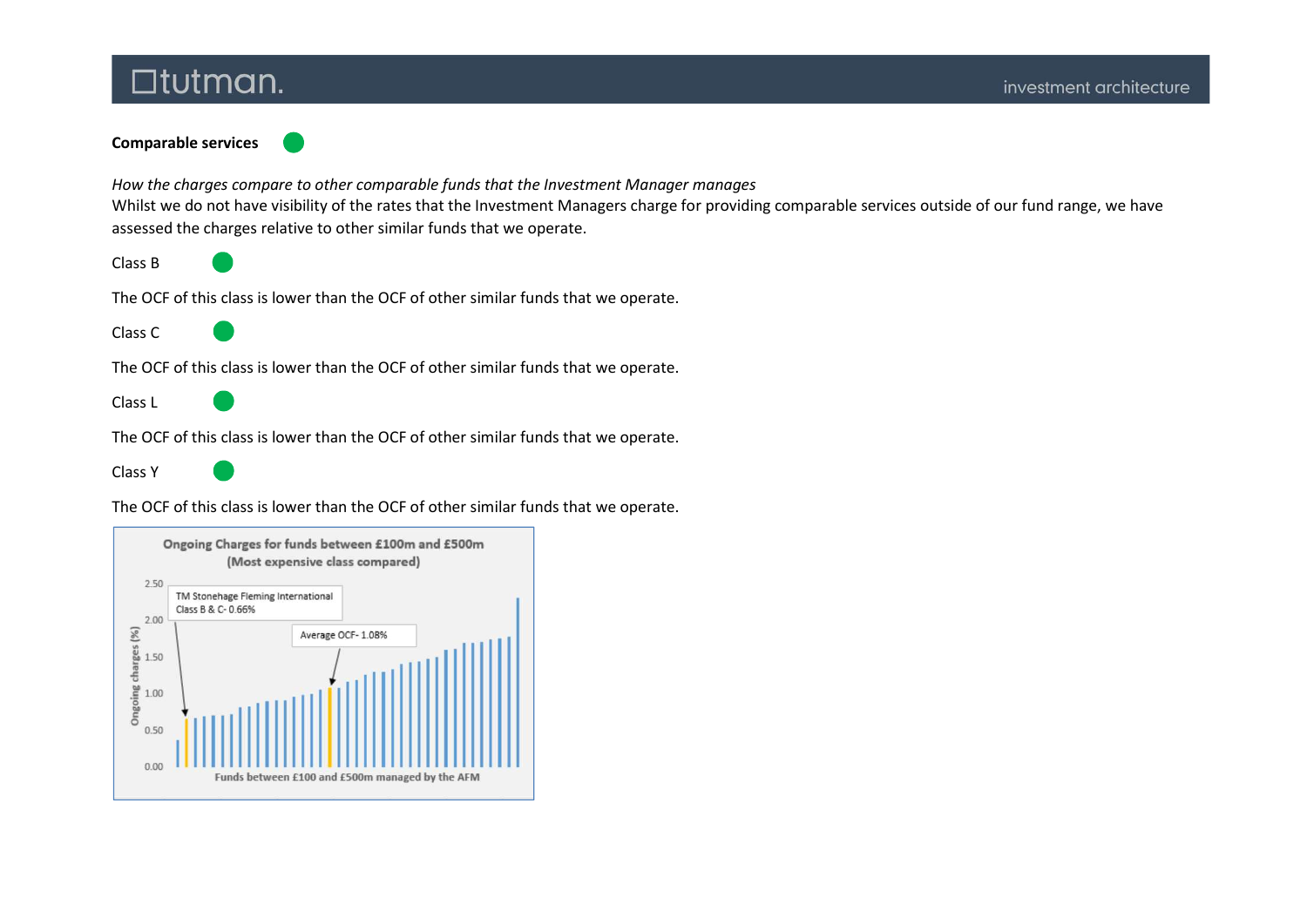**Comparable services**

*How the charges compare to other comparable funds that the Investment Manager manages*

Whilst we do not have visibility of the rates that the Investment Managers charge for providing comparable services outside of our fund range, we have assessed the charges relative to other similar funds that we operate.

Class B

The OCF of this class is lower than the OCF of other similar funds that we operate.

Class C

The OCF of this class is lower than the OCF of other similar funds that we operate.

Class L

The OCF of this class is lower than the OCF of other similar funds that we operate.

Class Y

The OCF of this class is lower than the OCF of other similar funds that we operate.

Ongoing Charges for funds between £100m and £500m (Most expensive class compared)

TM Stonehage Fleming International Class B & C- 0.66%

Average OCF- 1.08%

Funds between £100 and £500m managed by the AFM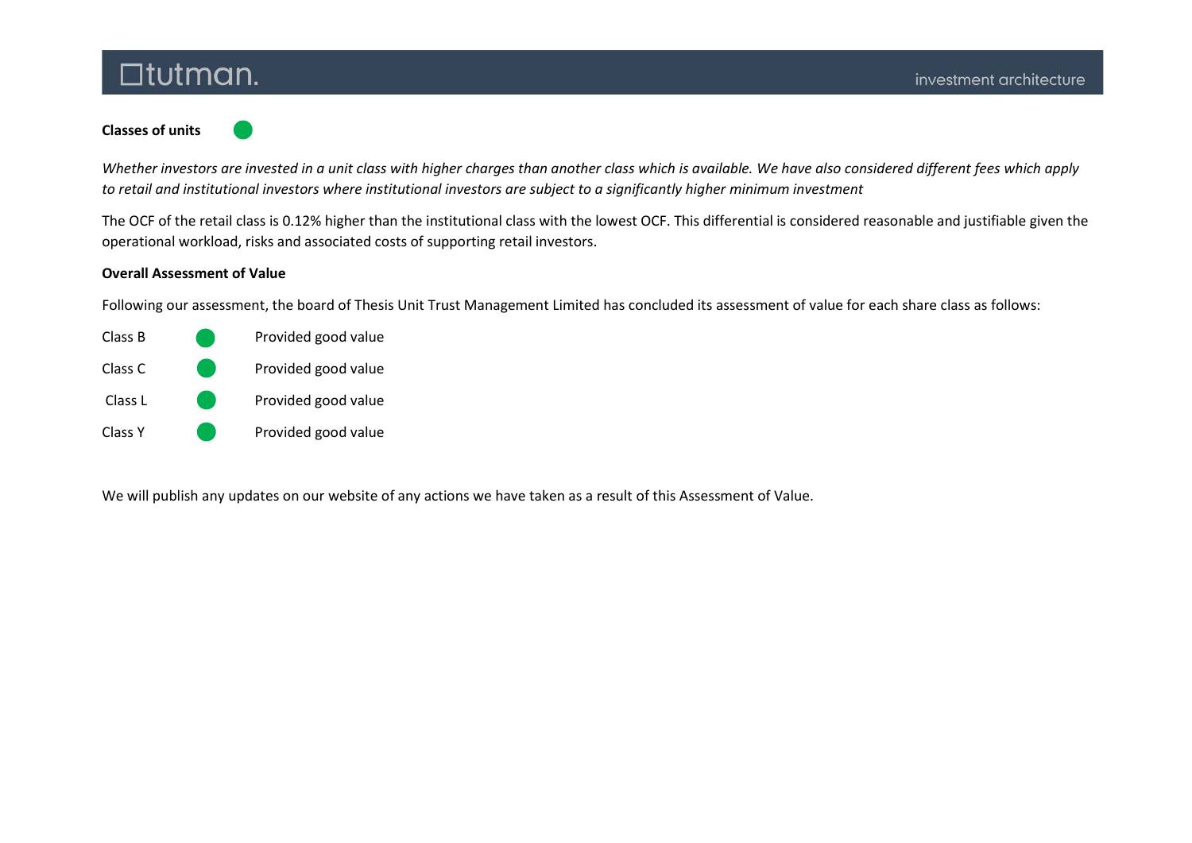**Classes of units**

*Whether investors are invested in a unit class with higher charges than another class which is available. We have also considered different fees which apply to retail and institutional investors where institutional investors are subject to a significantly higher minimum investment*

The OCF of the retail class is 0.12% higher than the institutional class with the lowest OCF. This differential is considered reasonable and justifiable given the operational workload, risks and associated costs of supporting retail investors.

**Overall Assessment of Value**

Following our assessment, the board of Thesis Unit Trust Management Limited has concluded its assessment of value for each share class as follows:

Class B Provided good value

Class C Provided good value

Class L Provided good value

Class Y Provided good value

We will publish any updates on our website of any actions we have taken as a result of this Assessment of Value.